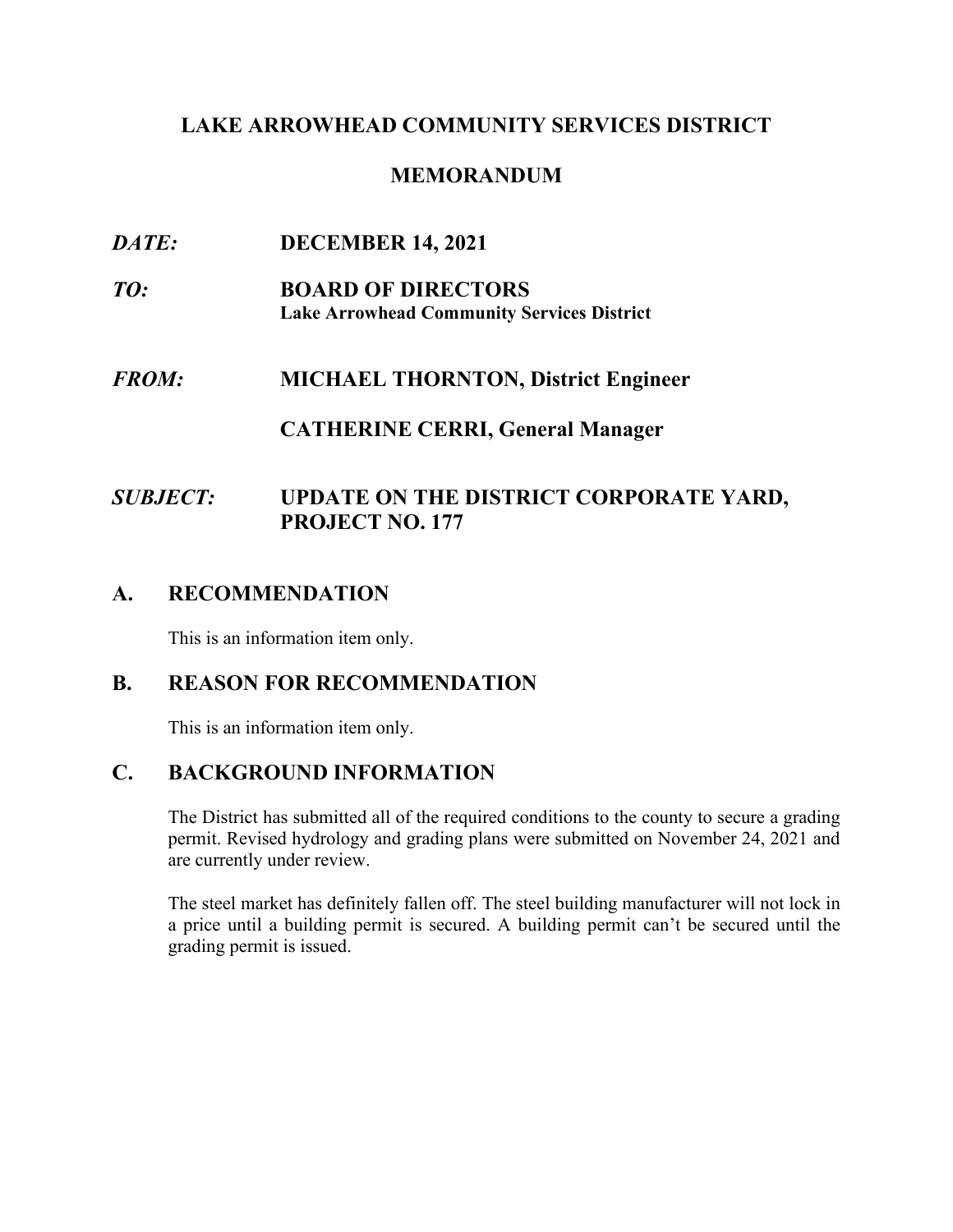# LAKE ARROWHEAD COMMUNITY SERVICES DISTRICT

## MEMORANDUM

***DATE:*** **DECEMBER 14, 2021**

***TO:*** **BOARD OF DIRECTORS**
**Lake Arrowhead Community Services District**

***FROM:*** **MICHAEL THORNTON, District Engineer**

**CATHERINE CERRI, General Manager**

***SUBJECT:*** **UPDATE ON THE DISTRICT CORPORATE YARD, PROJECT NO. 177**

## A. RECOMMENDATION

This is an information item only.

## B. REASON FOR RECOMMENDATION

This is an information item only.

## C. BACKGROUND INFORMATION

The District has submitted all of the required conditions to the county to secure a grading permit. Revised hydrology and grading plans were submitted on November 24, 2021 and are currently under review.

The steel market has definitely fallen off. The steel building manufacturer will not lock in a price until a building permit is secured. A building permit can't be secured until the grading permit is issued.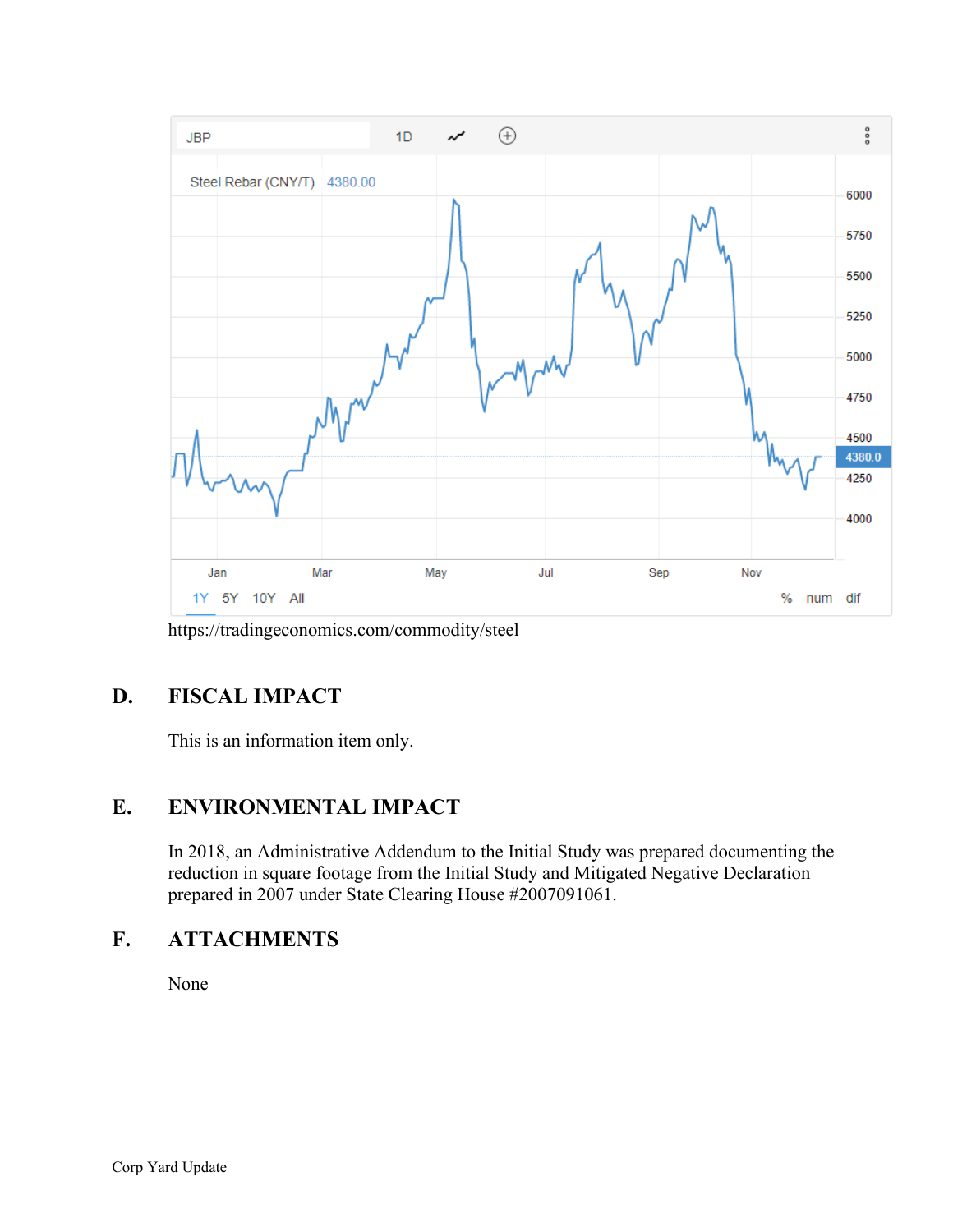JBP 1D

Steel Rebar (CNY/T) 4380.00

6000
5750
5500
5250
5000
4750
4500
4380.0
4250
4000

Jan Mar May Jul Sep Nov

1Y 5Y 10Y All

% num dif

https://tradingeconomics.com/commodity/steel

## D. FISCAL IMPACT

This is an information item only.

## E. ENVIRONMENTAL IMPACT

In 2018, an Administrative Addendum to the Initial Study was prepared documenting the reduction in square footage from the Initial Study and Mitigated Negative Declaration prepared in 2007 under State Clearing House #2007091061.

## F. ATTACHMENTS

None